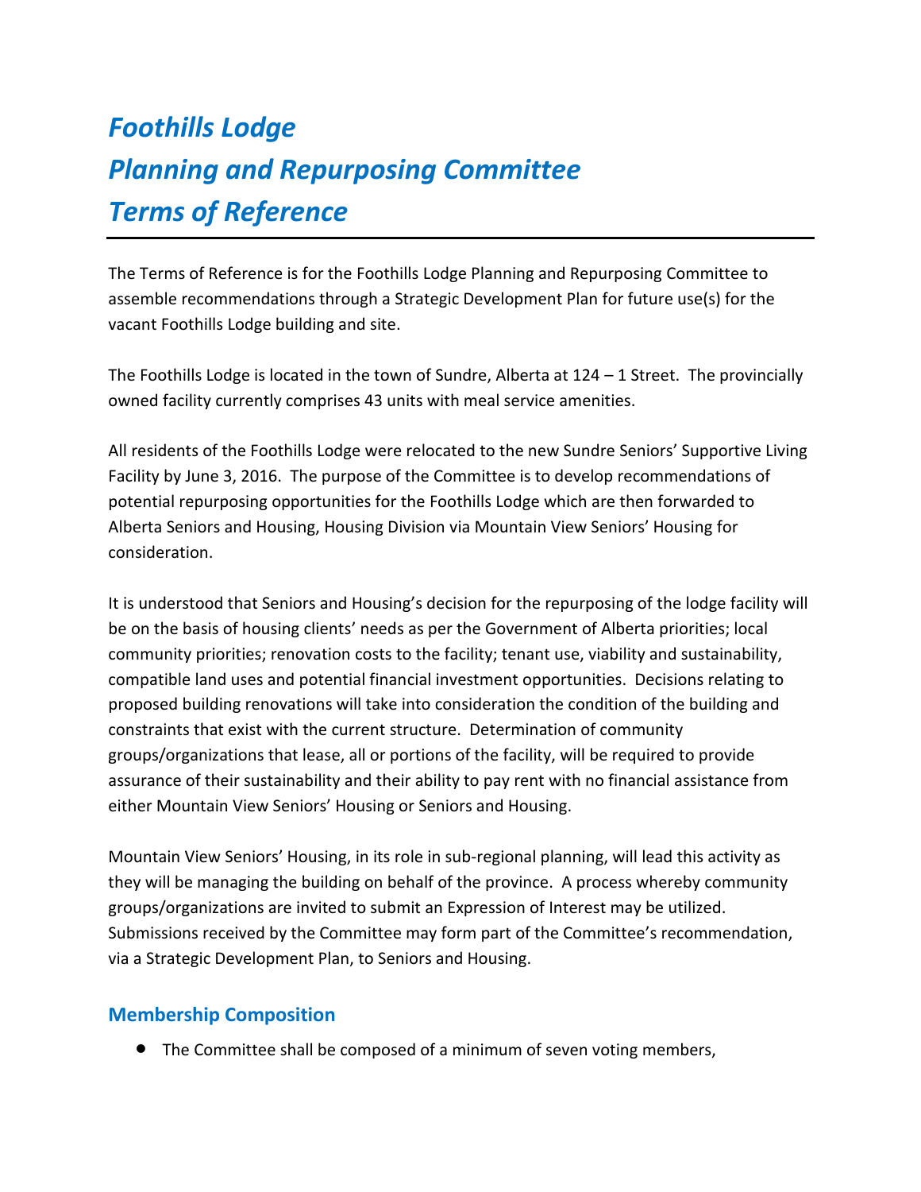# *Foothills Lodge*
# *Planning and Repurposing Committee*
# *Terms of Reference*

The Terms of Reference is for the Foothills Lodge Planning and Repurposing Committee to assemble recommendations through a Strategic Development Plan for future use(s) for the vacant Foothills Lodge building and site.

The Foothills Lodge is located in the town of Sundre, Alberta at 124 – 1 Street. The provincially owned facility currently comprises 43 units with meal service amenities.

All residents of the Foothills Lodge were relocated to the new Sundre Seniors' Supportive Living Facility by June 3, 2016. The purpose of the Committee is to develop recommendations of potential repurposing opportunities for the Foothills Lodge which are then forwarded to Alberta Seniors and Housing, Housing Division via Mountain View Seniors' Housing for consideration.

It is understood that Seniors and Housing's decision for the repurposing of the lodge facility will be on the basis of housing clients' needs as per the Government of Alberta priorities; local community priorities; renovation costs to the facility; tenant use, viability and sustainability, compatible land uses and potential financial investment opportunities. Decisions relating to proposed building renovations will take into consideration the condition of the building and constraints that exist with the current structure. Determination of community groups/organizations that lease, all or portions of the facility, will be required to provide assurance of their sustainability and their ability to pay rent with no financial assistance from either Mountain View Seniors' Housing or Seniors and Housing.

Mountain View Seniors' Housing, in its role in sub-regional planning, will lead this activity as they will be managing the building on behalf of the province. A process whereby community groups/organizations are invited to submit an Expression of Interest may be utilized. Submissions received by the Committee may form part of the Committee's recommendation, via a Strategic Development Plan, to Seniors and Housing.

## Membership Composition

- The Committee shall be composed of a minimum of seven voting members,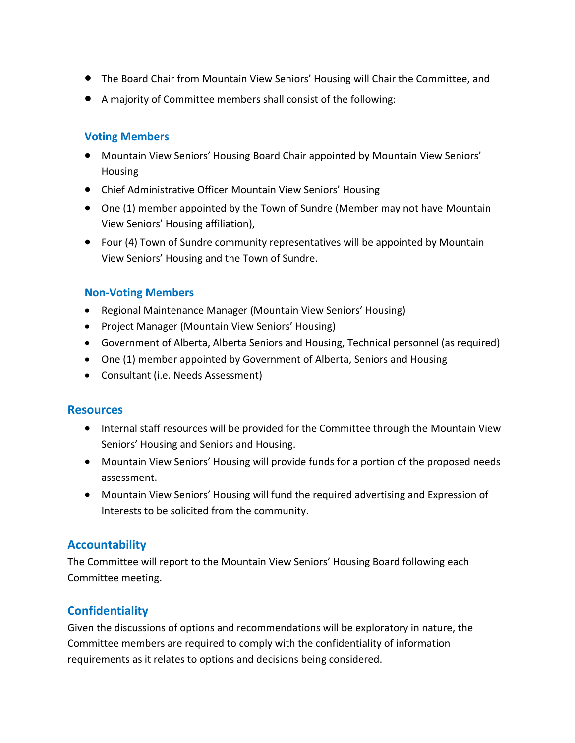- The Board Chair from Mountain View Seniors' Housing will Chair the Committee, and
- A majority of Committee members shall consist of the following:

### Voting Members

- Mountain View Seniors' Housing Board Chair appointed by Mountain View Seniors' Housing
- Chief Administrative Officer Mountain View Seniors' Housing
- One (1) member appointed by the Town of Sundre (Member may not have Mountain View Seniors' Housing affiliation),
- Four (4) Town of Sundre community representatives will be appointed by Mountain View Seniors' Housing and the Town of Sundre.

### Non-Voting Members

- Regional Maintenance Manager (Mountain View Seniors' Housing)
- Project Manager (Mountain View Seniors' Housing)
- Government of Alberta, Alberta Seniors and Housing, Technical personnel (as required)
- One (1) member appointed by Government of Alberta, Seniors and Housing
- Consultant (i.e. Needs Assessment)

### Resources

- Internal staff resources will be provided for the Committee through the Mountain View Seniors' Housing and Seniors and Housing.
- Mountain View Seniors' Housing will provide funds for a portion of the proposed needs assessment.
- Mountain View Seniors' Housing will fund the required advertising and Expression of Interests to be solicited from the community.

## Accountability

The Committee will report to the Mountain View Seniors' Housing Board following each Committee meeting.

## Confidentiality

Given the discussions of options and recommendations will be exploratory in nature, the Committee members are required to comply with the confidentiality of information requirements as it relates to options and decisions being considered.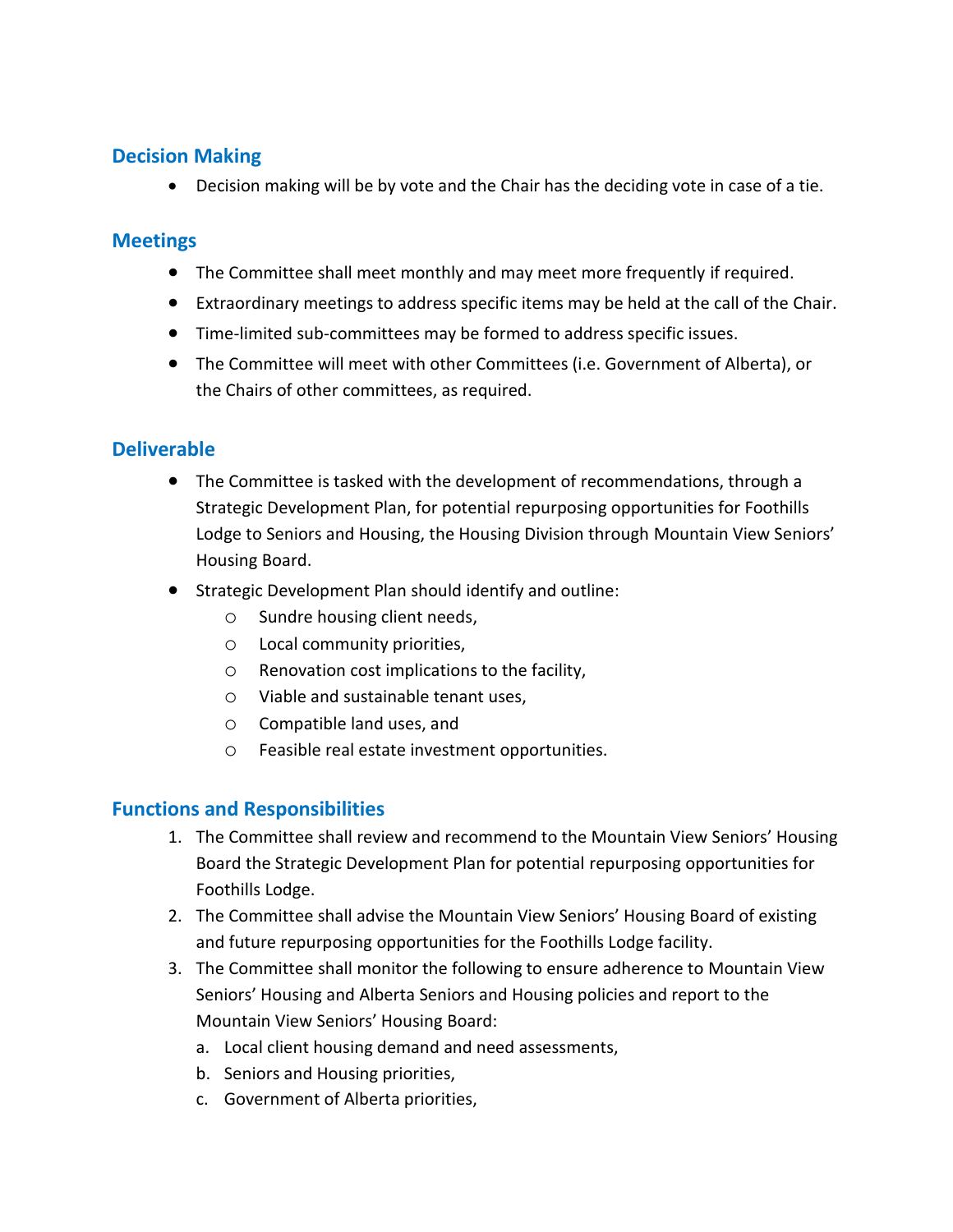## Decision Making

- Decision making will be by vote and the Chair has the deciding vote in case of a tie.

## Meetings

- The Committee shall meet monthly and may meet more frequently if required.
- Extraordinary meetings to address specific items may be held at the call of the Chair.
- Time-limited sub-committees may be formed to address specific issues.
- The Committee will meet with other Committees (i.e. Government of Alberta), or the Chairs of other committees, as required.

## Deliverable

- The Committee is tasked with the development of recommendations, through a Strategic Development Plan, for potential repurposing opportunities for Foothills Lodge to Seniors and Housing, the Housing Division through Mountain View Seniors' Housing Board.
- Strategic Development Plan should identify and outline:
  - Sundre housing client needs,
  - Local community priorities,
  - Renovation cost implications to the facility,
  - Viable and sustainable tenant uses,
  - Compatible land uses, and
  - Feasible real estate investment opportunities.

## Functions and Responsibilities

1. The Committee shall review and recommend to the Mountain View Seniors' Housing Board the Strategic Development Plan for potential repurposing opportunities for Foothills Lodge.
2. The Committee shall advise the Mountain View Seniors' Housing Board of existing and future repurposing opportunities for the Foothills Lodge facility.
3. The Committee shall monitor the following to ensure adherence to Mountain View Seniors' Housing and Alberta Seniors and Housing policies and report to the Mountain View Seniors' Housing Board:
   a. Local client housing demand and need assessments,
   b. Seniors and Housing priorities,
   c. Government of Alberta priorities,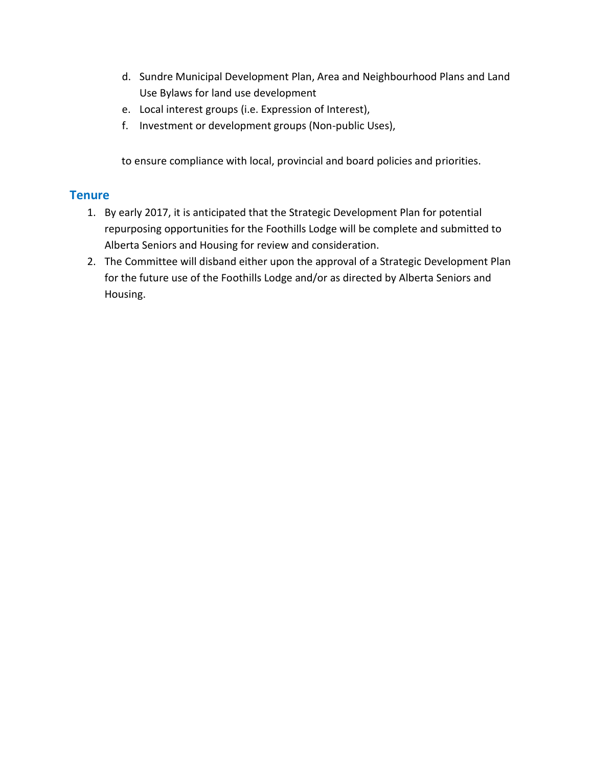d. Sundre Municipal Development Plan, Area and Neighbourhood Plans and Land Use Bylaws for land use development
e. Local interest groups (i.e. Expression of Interest),
f. Investment or development groups (Non-public Uses),

to ensure compliance with local, provincial and board policies and priorities.

## Tenure

1. By early 2017, it is anticipated that the Strategic Development Plan for potential repurposing opportunities for the Foothills Lodge will be complete and submitted to Alberta Seniors and Housing for review and consideration.
2. The Committee will disband either upon the approval of a Strategic Development Plan for the future use of the Foothills Lodge and/or as directed by Alberta Seniors and Housing.